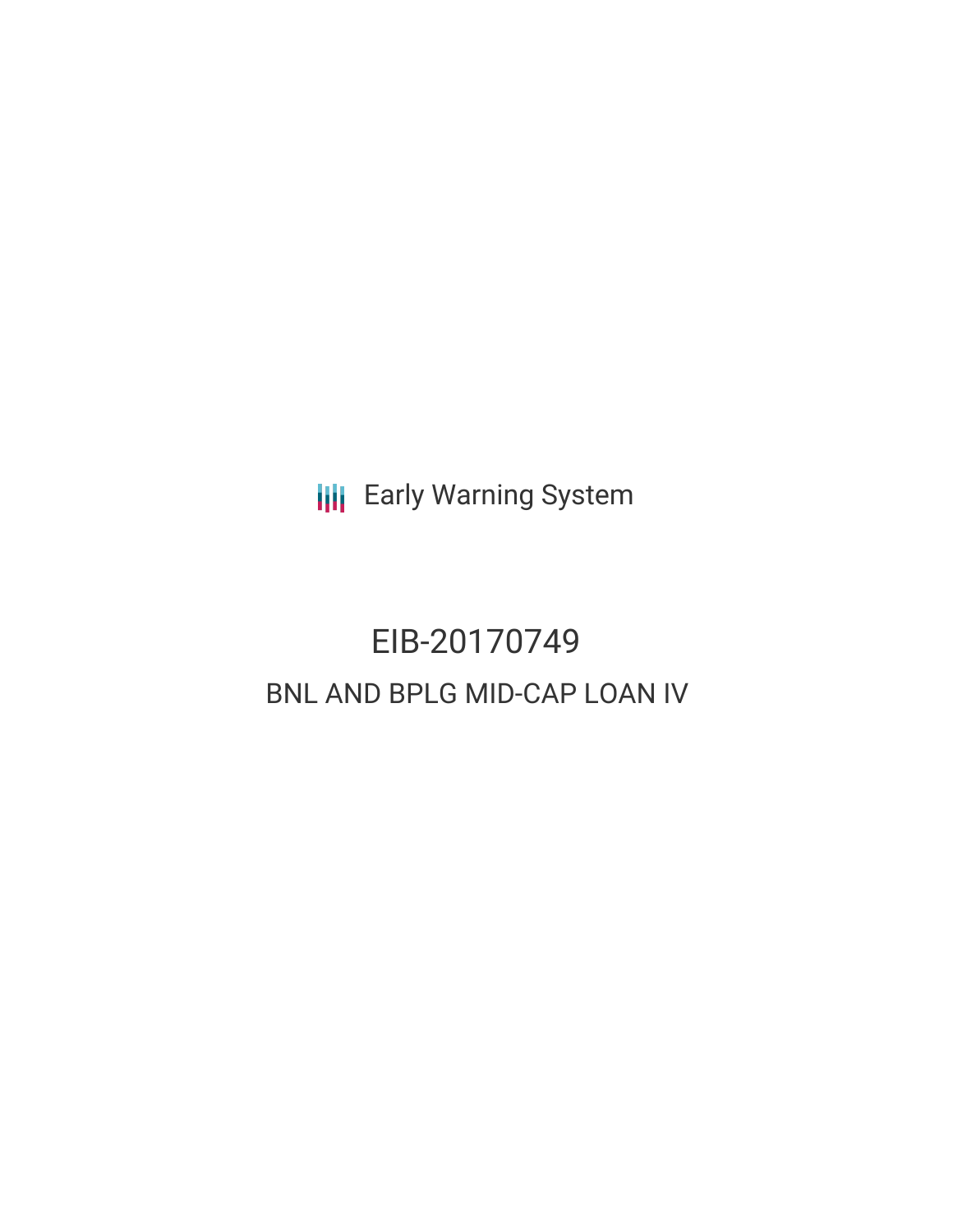Early Warning System

# EIB-20170749

## BNL AND BPLG MID-CAP LOAN IV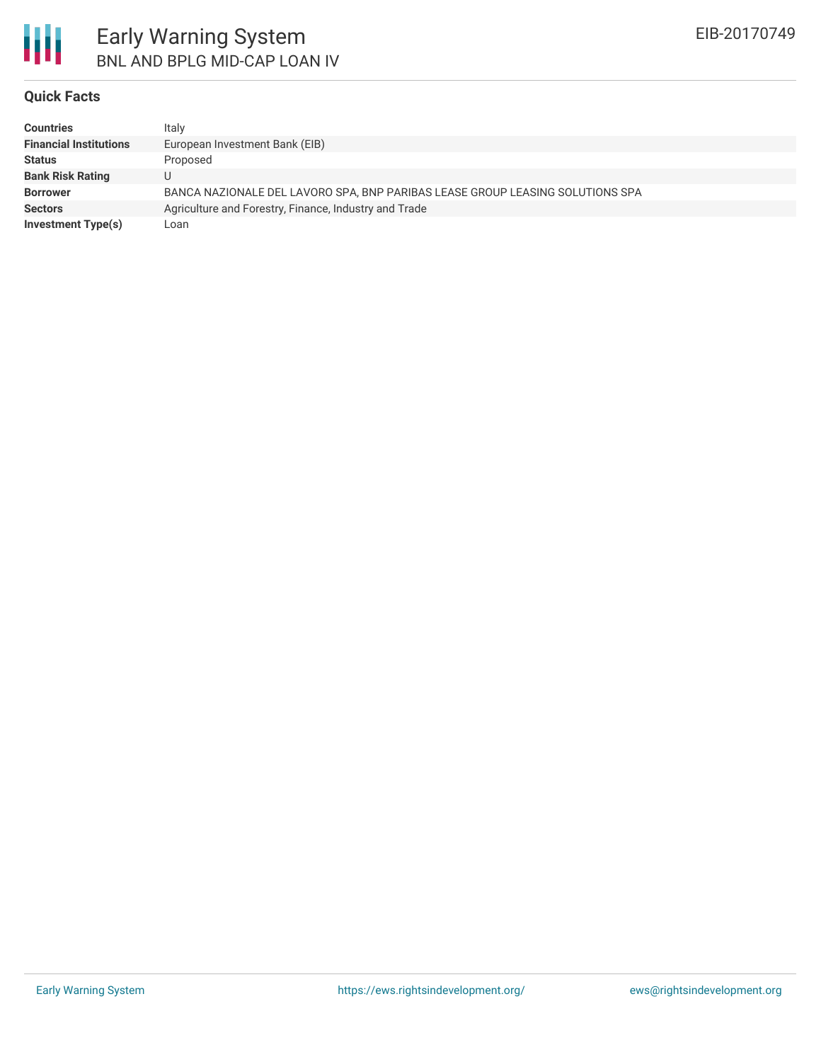# Early Warning System

## BNL AND BPLG MID-CAP LOAN IV

EIB-20170749

### Quick Facts

| | |
|---|---|
| **Countries** | Italy |
| **Financial Institutions** | European Investment Bank (EIB) |
| **Status** | Proposed |
| **Bank Risk Rating** | U |
| **Borrower** | BANCA NAZIONALE DEL LAVORO SPA, BNP PARIBAS LEASE GROUP LEASING SOLUTIONS SPA |
| **Sectors** | Agriculture and Forestry, Finance, Industry and Trade |
| **Investment Type(s)** | Loan |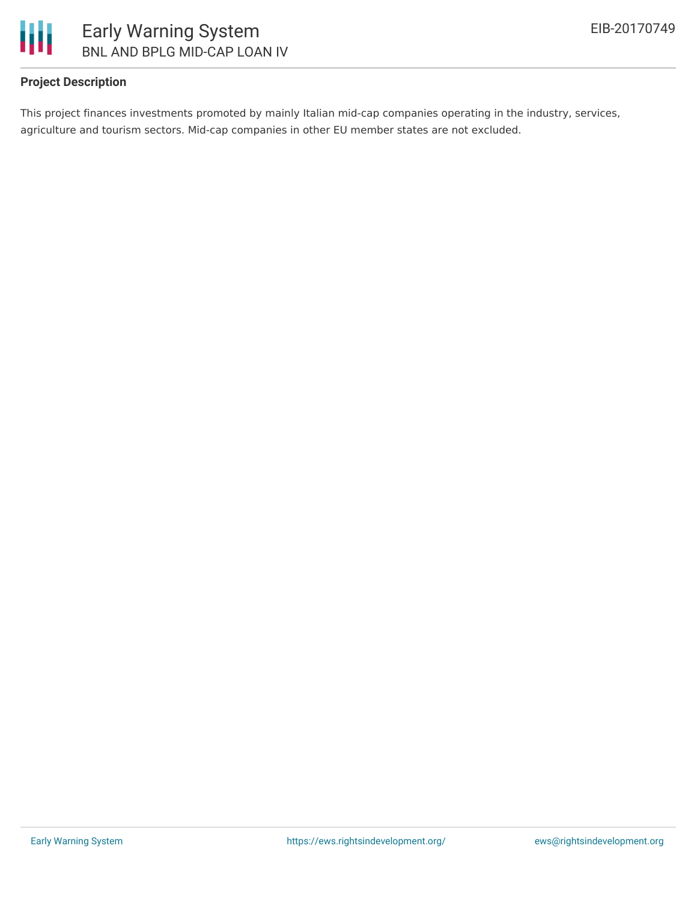**Project Description**

This project finances investments promoted by mainly Italian mid-cap companies operating in the industry, services, agriculture and tourism sectors. Mid-cap companies in other EU member states are not excluded.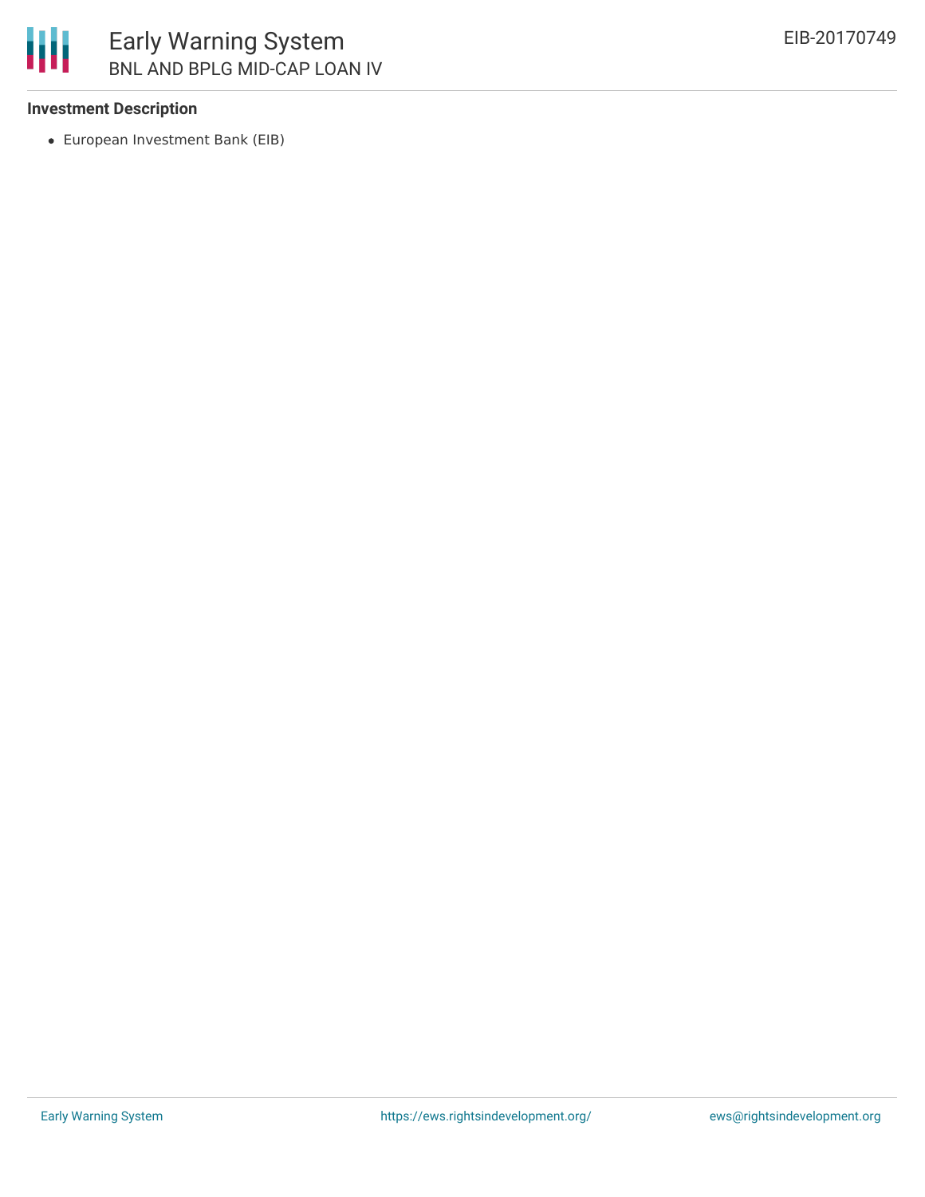**Investment Description**

- European Investment Bank (EIB)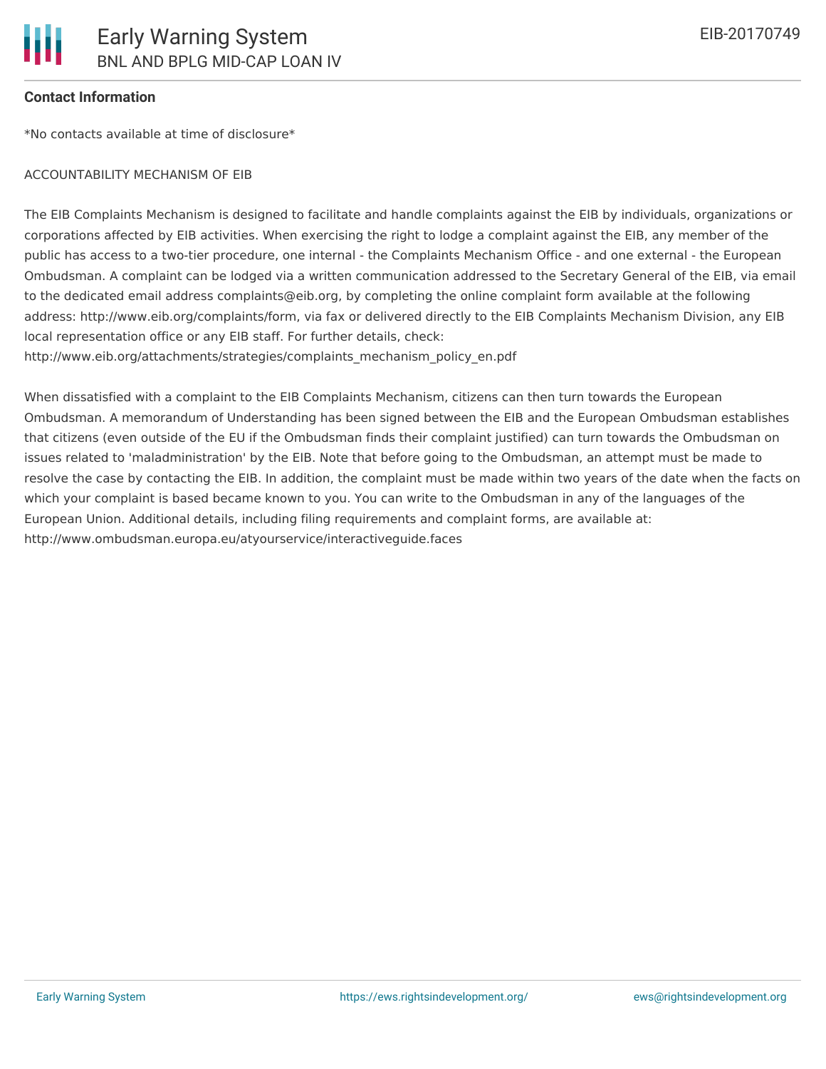**Contact Information**

*No contacts available at time of disclosure*

ACCOUNTABILITY MECHANISM OF EIB

The EIB Complaints Mechanism is designed to facilitate and handle complaints against the EIB by individuals, organizations or corporations affected by EIB activities. When exercising the right to lodge a complaint against the EIB, any member of the public has access to a two-tier procedure, one internal - the Complaints Mechanism Office - and one external - the European Ombudsman. A complaint can be lodged via a written communication addressed to the Secretary General of the EIB, via email to the dedicated email address complaints@eib.org, by completing the online complaint form available at the following address: http://www.eib.org/complaints/form, via fax or delivered directly to the EIB Complaints Mechanism Division, any EIB local representation office or any EIB staff. For further details, check: http://www.eib.org/attachments/strategies/complaints_mechanism_policy_en.pdf

When dissatisfied with a complaint to the EIB Complaints Mechanism, citizens can then turn towards the European Ombudsman. A memorandum of Understanding has been signed between the EIB and the European Ombudsman establishes that citizens (even outside of the EU if the Ombudsman finds their complaint justified) can turn towards the Ombudsman on issues related to 'maladministration' by the EIB. Note that before going to the Ombudsman, an attempt must be made to resolve the case by contacting the EIB. In addition, the complaint must be made within two years of the date when the facts on which your complaint is based became known to you. You can write to the Ombudsman in any of the languages of the European Union. Additional details, including filing requirements and complaint forms, are available at: http://www.ombudsman.europa.eu/atyourservice/interactiveguide.faces